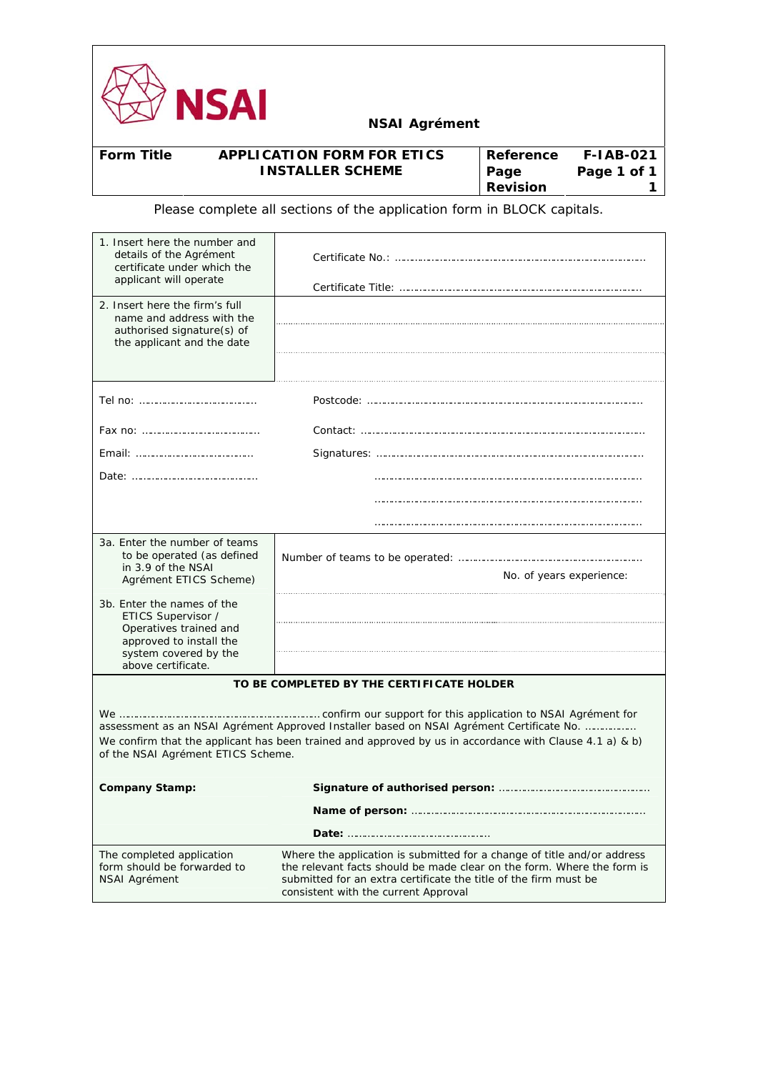NSAI

**NSAI Agrément**

| **Form Title** | **APPLICATION FORM FOR ETICS INSTALLER SCHEME** | **Reference** | **F-IAB-021** |
|---|---|---|---|
| | | **Page** | **Page 1 of 1** |
| | | **Revision** | **1** |

Please complete all sections of the application form in BLOCK capitals.

| | |
|---|---|
| 1. Insert here the number and details of the Agrément certificate under which the applicant will operate | Certificate No.: ………………………………………………………………………… <br> Certificate Title: ……………………………………………………………………… |
| 2. Insert here the firm's full name and address with the authorised signature(s) of the applicant and the date | |
| Tel no: ……………………………… | Postcode: ………………………………………………………………………………… |
| Fax no: ……………………………… | Contact: …………………………………………………………………………………… |
| Email: ……………………………… | Signatures: ……………………………………………………………………………… |
| Date: ………………………………… | ………………………………………………………………………… |
| | ………………………………………………………………………… |
| | ………………………………………………………………………… |
| 3a. Enter the number of teams to be operated (as defined in 3.9 of the NSAI Agrément ETICS Scheme) | Number of teams to be operated: ……………………………………………… <br> No. of years experience: |
| 3b. Enter the names of the ETICS Supervisor / Operatives trained and approved to install the system covered by the above certificate. | |

**TO BE COMPLETED BY THE CERTIFICATE HOLDER**

We ………………………………………………………… confirm our support for this application to NSAI Agrément for assessment as an NSAI Agrément Approved Installer based on NSAI Agrément Certificate No. ……………

We confirm that the applicant has been trained and approved by us in accordance with Clause 4.1 a) & b) of the NSAI Agrément ETICS Scheme.

**Company Stamp:**

**Signature of authorised person:** ………………………………………

**Name of person:** ……………………………………………………………

**Date:** ………………………………………

| | |
|---|---|
| The completed application form should be forwarded to NSAI Agrément | Where the application is submitted for a change of title and/or address the relevant facts should be made clear on the form. Where the form is submitted for an extra certificate the title of the firm must be consistent with the current Approval |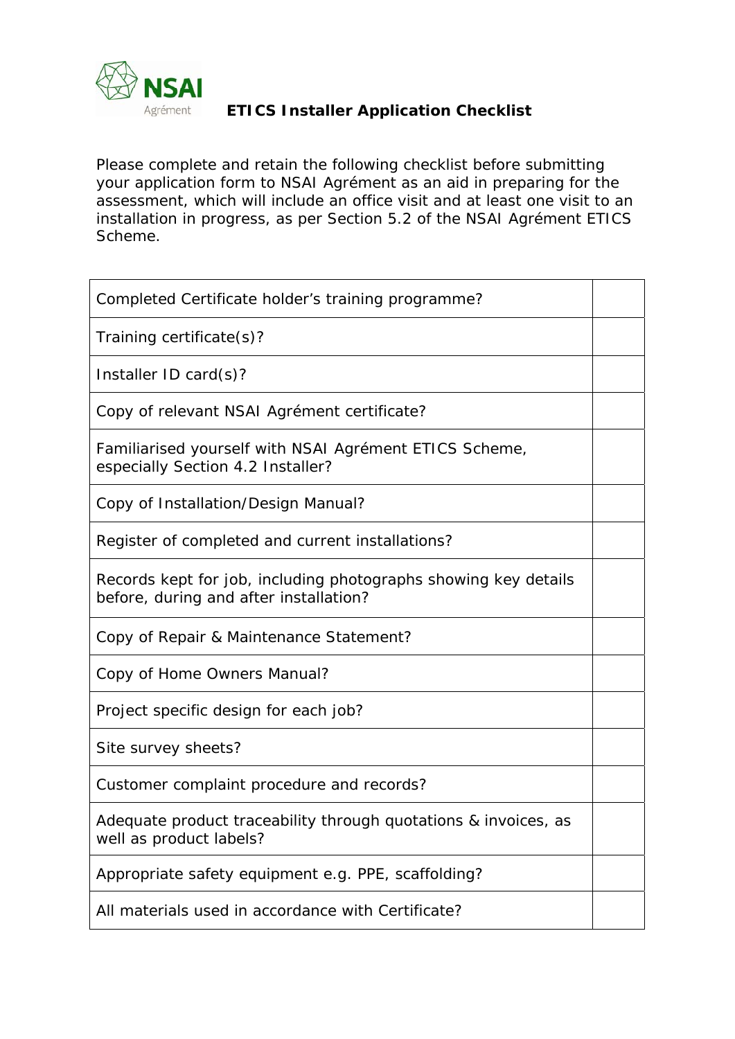NSAI Agrément

# ETICS Installer Application Checklist

Please complete and retain the following checklist before submitting your application form to NSAI Agrément as an aid in preparing for the assessment, which will include an office visit and at least one visit to an installation in progress, as per Section 5.2 of the NSAI Agrément ETICS Scheme.

| | |
|---|---|
| Completed Certificate holder's training programme? | |
| Training certificate(s)? | |
| Installer ID card(s)? | |
| Copy of relevant NSAI Agrément certificate? | |
| Familiarised yourself with NSAI Agrément ETICS Scheme, especially Section 4.2 Installer? | |
| Copy of Installation/Design Manual? | |
| Register of completed and current installations? | |
| Records kept for job, including photographs showing key details before, during and after installation? | |
| Copy of Repair & Maintenance Statement? | |
| Copy of Home Owners Manual? | |
| Project specific design for each job? | |
| Site survey sheets? | |
| Customer complaint procedure and records? | |
| Adequate product traceability through quotations & invoices, as well as product labels? | |
| Appropriate safety equipment e.g. PPE, scaffolding? | |
| All materials used in accordance with Certificate? | |